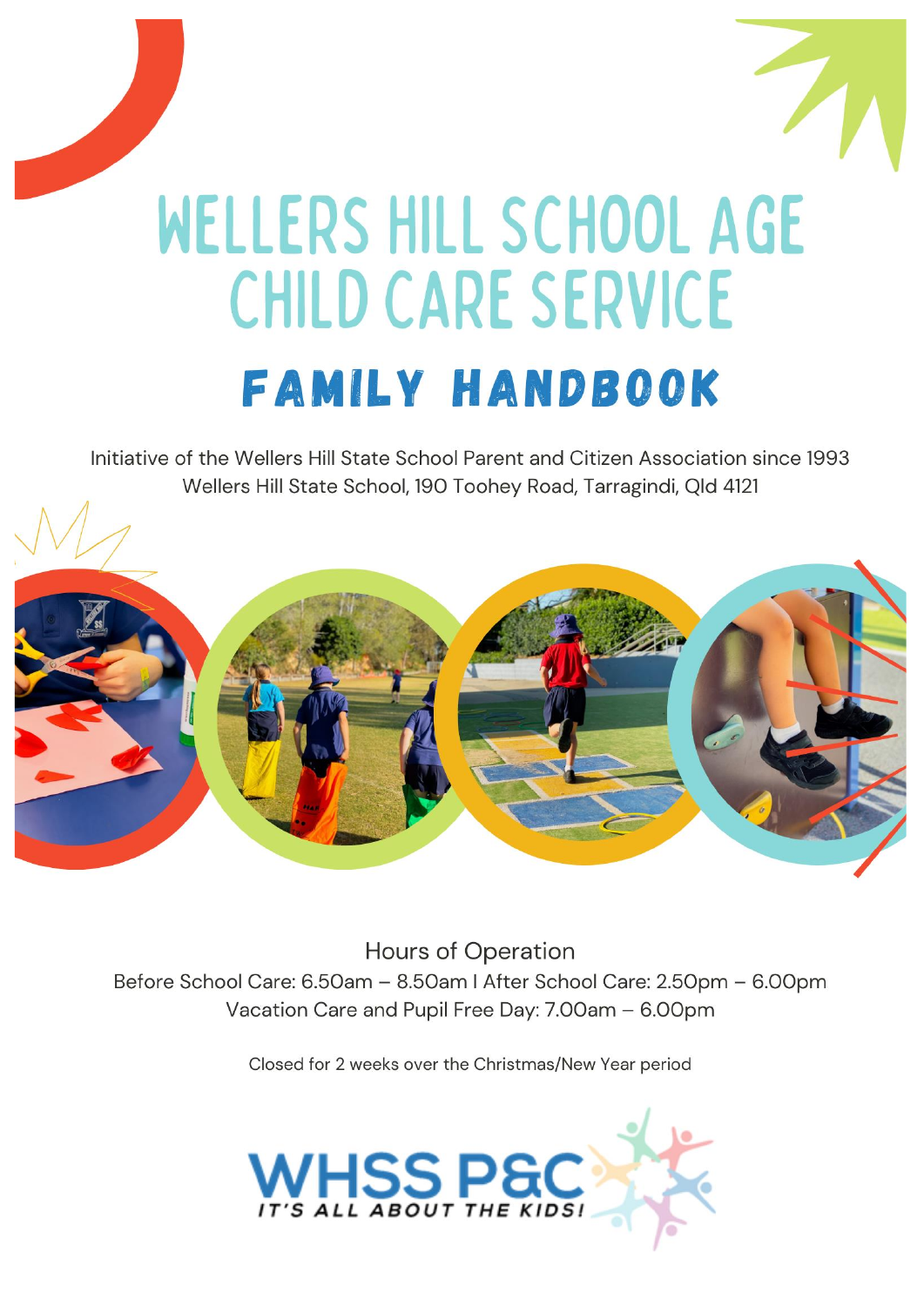# WELLERS HILL SCHOOL AGE CHILD CARE SERVICE

## FAMILY HANDBOOK

Initiative of the Wellers Hill State School Parent and Citizen Association since 1993
Wellers Hill State School, 190 Toohey Road, Tarragindi, Qld 4121

Hours of Operation
Before School Care: 6.50am – 8.50am I After School Care: 2.50pm – 6.00pm
Vacation Care and Pupil Free Day: 7.00am – 6.00pm

Closed for 2 weeks over the Christmas/New Year period

WHSS P&C
IT'S ALL ABOUT THE KIDS!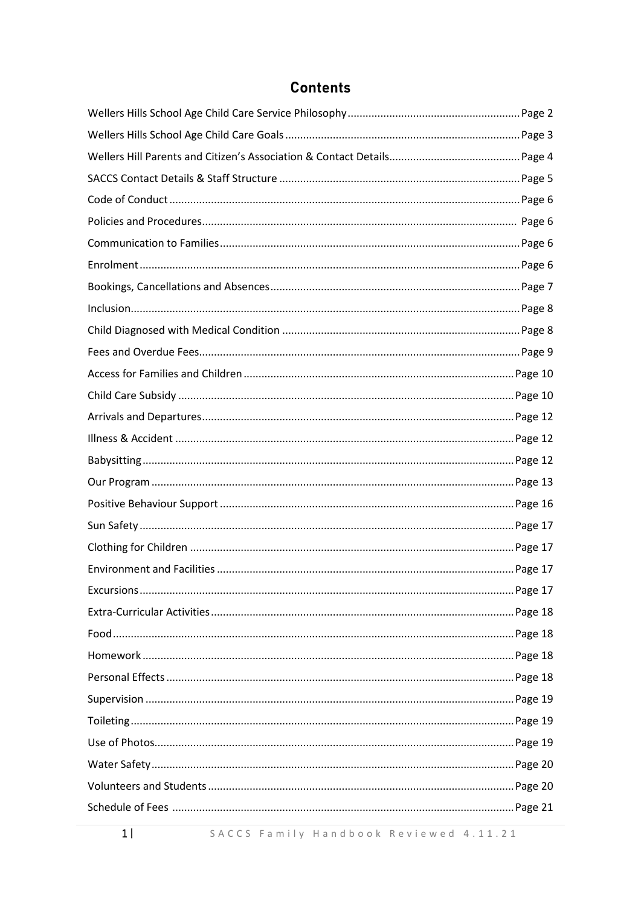## Contents

| | |
|---|---|
| Wellers Hills School Age Child Care Service Philosophy | Page 2 |
| Wellers Hills School Age Child Care Goals | Page 3 |
| Wellers Hill Parents and Citizen's Association & Contact Details | Page 4 |
| SACCS Contact Details & Staff Structure | Page 5 |
| Code of Conduct | Page 6 |
| Policies and Procedures | Page 6 |
| Communication to Families | Page 6 |
| Enrolment | Page 6 |
| Bookings, Cancellations and Absences | Page 7 |
| Inclusion | Page 8 |
| Child Diagnosed with Medical Condition | Page 8 |
| Fees and Overdue Fees | Page 9 |
| Access for Families and Children | Page 10 |
| Child Care Subsidy | Page 10 |
| Arrivals and Departures | Page 12 |
| Illness & Accident | Page 12 |
| Babysitting | Page 12 |
| Our Program | Page 13 |
| Positive Behaviour Support | Page 16 |
| Sun Safety | Page 17 |
| Clothing for Children | Page 17 |
| Environment and Facilities | Page 17 |
| Excursions | Page 17 |
| Extra-Curricular Activities | Page 18 |
| Food | Page 18 |
| Homework | Page 18 |
| Personal Effects | Page 18 |
| Supervision | Page 19 |
| Toileting | Page 19 |
| Use of Photos | Page 19 |
| Water Safety | Page 20 |
| Volunteers and Students | Page 20 |
| Schedule of Fees | Page 21 |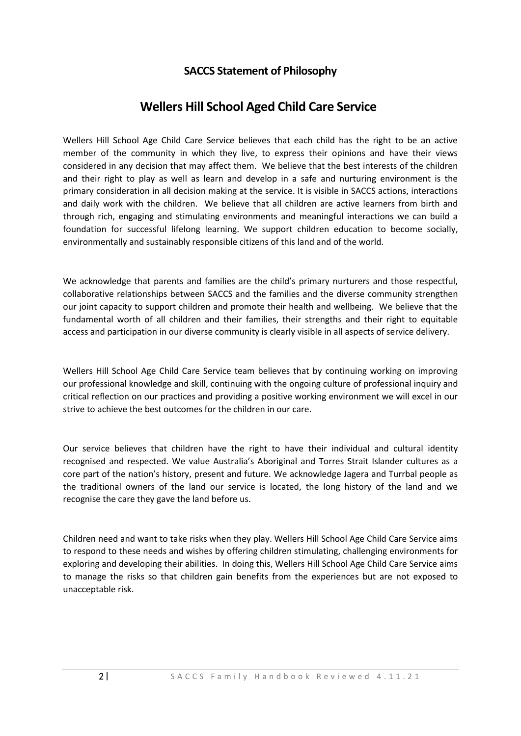## SACCS Statement of Philosophy

# Wellers Hill School Aged Child Care Service

Wellers Hill School Age Child Care Service believes that each child has the right to be an active member of the community in which they live, to express their opinions and have their views considered in any decision that may affect them. We believe that the best interests of the children and their right to play as well as learn and develop in a safe and nurturing environment is the primary consideration in all decision making at the service. It is visible in SACCS actions, interactions and daily work with the children. We believe that all children are active learners from birth and through rich, engaging and stimulating environments and meaningful interactions we can build a foundation for successful lifelong learning. We support children education to become socially, environmentally and sustainably responsible citizens of this land and of the world.

We acknowledge that parents and families are the child's primary nurturers and those respectful, collaborative relationships between SACCS and the families and the diverse community strengthen our joint capacity to support children and promote their health and wellbeing. We believe that the fundamental worth of all children and their families, their strengths and their right to equitable access and participation in our diverse community is clearly visible in all aspects of service delivery.

Wellers Hill School Age Child Care Service team believes that by continuing working on improving our professional knowledge and skill, continuing with the ongoing culture of professional inquiry and critical reflection on our practices and providing a positive working environment we will excel in our strive to achieve the best outcomes for the children in our care.

Our service believes that children have the right to have their individual and cultural identity recognised and respected. We value Australia's Aboriginal and Torres Strait Islander cultures as a core part of the nation's history, present and future. We acknowledge Jagera and Turrbal people as the traditional owners of the land our service is located, the long history of the land and we recognise the care they gave the land before us.

Children need and want to take risks when they play. Wellers Hill School Age Child Care Service aims to respond to these needs and wishes by offering children stimulating, challenging environments for exploring and developing their abilities. In doing this, Wellers Hill School Age Child Care Service aims to manage the risks so that children gain benefits from the experiences but are not exposed to unacceptable risk.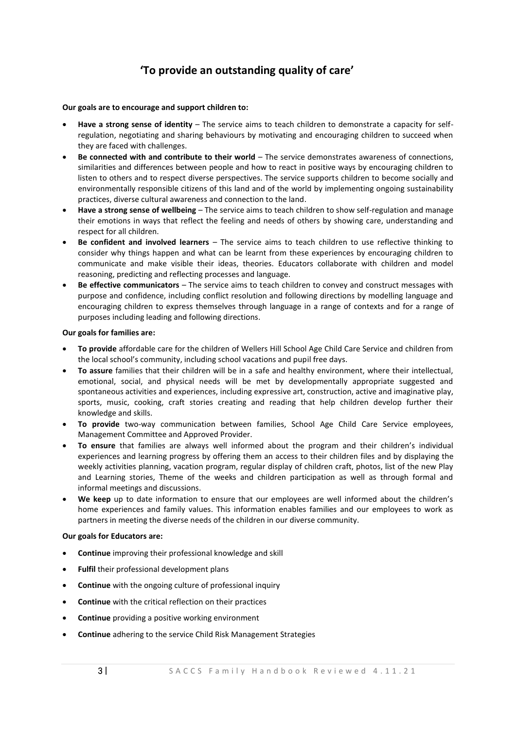# 'To provide an outstanding quality of care'

**Our goals are to encourage and support children to:**

- **Have a strong sense of identity** – The service aims to teach children to demonstrate a capacity for self-regulation, negotiating and sharing behaviours by motivating and encouraging children to succeed when they are faced with challenges.
- **Be connected with and contribute to their world** – The service demonstrates awareness of connections, similarities and differences between people and how to react in positive ways by encouraging children to listen to others and to respect diverse perspectives. The service supports children to become socially and environmentally responsible citizens of this land and of the world by implementing ongoing sustainability practices, diverse cultural awareness and connection to the land.
- **Have a strong sense of wellbeing** – The service aims to teach children to show self-regulation and manage their emotions in ways that reflect the feeling and needs of others by showing care, understanding and respect for all children.
- **Be confident and involved learners** – The service aims to teach children to use reflective thinking to consider why things happen and what can be learnt from these experiences by encouraging children to communicate and make visible their ideas, theories. Educators collaborate with children and model reasoning, predicting and reflecting processes and language.
- **Be effective communicators** – The service aims to teach children to convey and construct messages with purpose and confidence, including conflict resolution and following directions by modelling language and encouraging children to express themselves through language in a range of contexts and for a range of purposes including leading and following directions.

**Our goals for families are:**

- **To provide** affordable care for the children of Wellers Hill School Age Child Care Service and children from the local school's community, including school vacations and pupil free days.
- **To assure** families that their children will be in a safe and healthy environment, where their intellectual, emotional, social, and physical needs will be met by developmentally appropriate suggested and spontaneous activities and experiences, including expressive art, construction, active and imaginative play, sports, music, cooking, craft stories creating and reading that help children develop further their knowledge and skills.
- **To provide** two-way communication between families, School Age Child Care Service employees, Management Committee and Approved Provider.
- **To ensure** that families are always well informed about the program and their children's individual experiences and learning progress by offering them an access to their children files and by displaying the weekly activities planning, vacation program, regular display of children craft, photos, list of the new Play and Learning stories, Theme of the weeks and children participation as well as through formal and informal meetings and discussions.
- **We keep** up to date information to ensure that our employees are well informed about the children's home experiences and family values. This information enables families and our employees to work as partners in meeting the diverse needs of the children in our diverse community.

**Our goals for Educators are:**

- **Continue** improving their professional knowledge and skill
- **Fulfil** their professional development plans
- **Continue** with the ongoing culture of professional inquiry
- **Continue** with the critical reflection on their practices
- **Continue** providing a positive working environment
- **Continue** adhering to the service Child Risk Management Strategies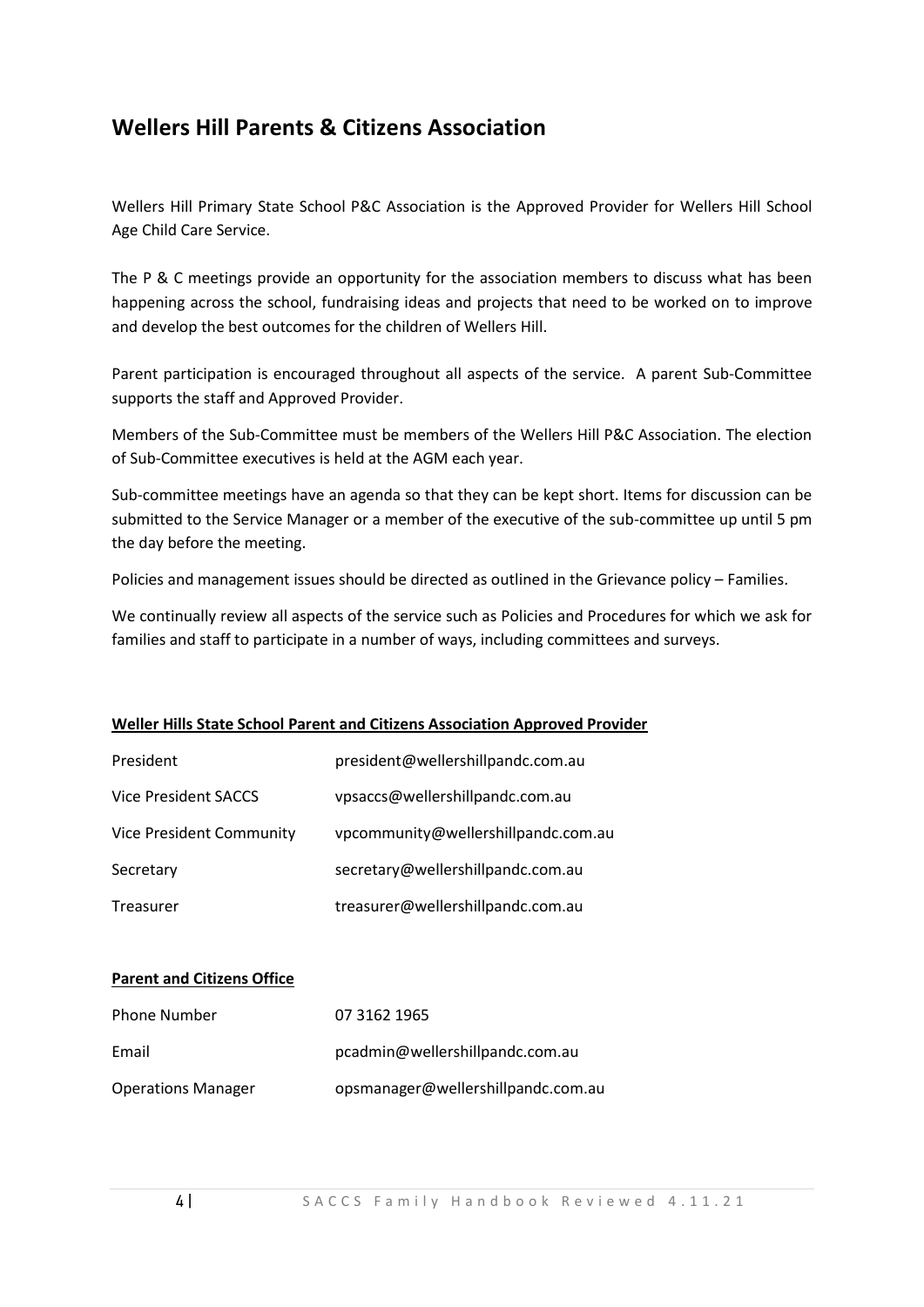## Wellers Hill Parents & Citizens Association

Wellers Hill Primary State School P&C Association is the Approved Provider for Wellers Hill School Age Child Care Service.

The P & C meetings provide an opportunity for the association members to discuss what has been happening across the school, fundraising ideas and projects that need to be worked on to improve and develop the best outcomes for the children of Wellers Hill.

Parent participation is encouraged throughout all aspects of the service. A parent Sub-Committee supports the staff and Approved Provider.

Members of the Sub-Committee must be members of the Wellers Hill P&C Association. The election of Sub-Committee executives is held at the AGM each year.

Sub-committee meetings have an agenda so that they can be kept short. Items for discussion can be submitted to the Service Manager or a member of the executive of the sub-committee up until 5 pm the day before the meeting.

Policies and management issues should be directed as outlined in the Grievance policy – Families.

We continually review all aspects of the service such as Policies and Procedures for which we ask for families and staff to participate in a number of ways, including committees and surveys.

**Weller Hills State School Parent and Citizens Association Approved Provider**

| | |
|---|---|
| President | president@wellershillpandc.com.au |
| Vice President SACCS | vpsaccs@wellershillpandc.com.au |
| Vice President Community | vpcommunity@wellershillpandc.com.au |
| Secretary | secretary@wellershillpandc.com.au |
| Treasurer | treasurer@wellershillpandc.com.au |

**Parent and Citizens Office**

| | |
|---|---|
| Phone Number | 07 3162 1965 |
| Email | pcadmin@wellershillpandc.com.au |
| Operations Manager | opsmanager@wellershillpandc.com.au |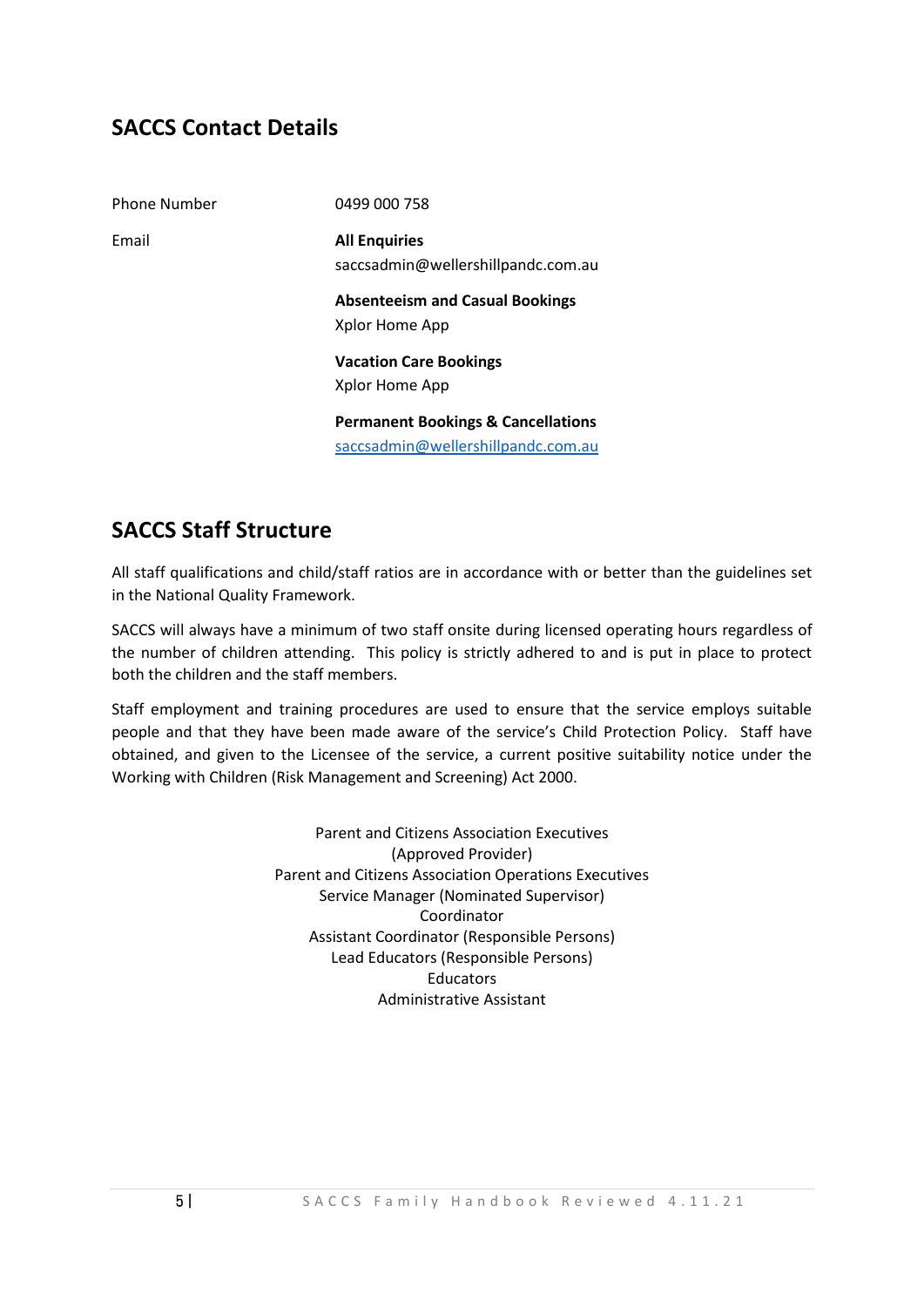## SACCS Contact Details

| | |
|---|---|
| Phone Number | 0499 000 758 |
| Email | **All Enquiries**<br>saccsadmin@wellershillpandc.com.au |
| | **Absenteeism and Casual Bookings**<br>Xplor Home App |
| | **Vacation Care Bookings**<br>Xplor Home App |
| | **Permanent Bookings & Cancellations**<br>saccsadmin@wellershillpandc.com.au |

## SACCS Staff Structure

All staff qualifications and child/staff ratios are in accordance with or better than the guidelines set in the National Quality Framework.

SACCS will always have a minimum of two staff onsite during licensed operating hours regardless of the number of children attending. This policy is strictly adhered to and is put in place to protect both the children and the staff members.

Staff employment and training procedures are used to ensure that the service employs suitable people and that they have been made aware of the service's Child Protection Policy. Staff have obtained, and given to the Licensee of the service, a current positive suitability notice under the Working with Children (Risk Management and Screening) Act 2000.

Parent and Citizens Association Executives
(Approved Provider)
Parent and Citizens Association Operations Executives
Service Manager (Nominated Supervisor)
Coordinator
Assistant Coordinator (Responsible Persons)
Lead Educators (Responsible Persons)
Educators
Administrative Assistant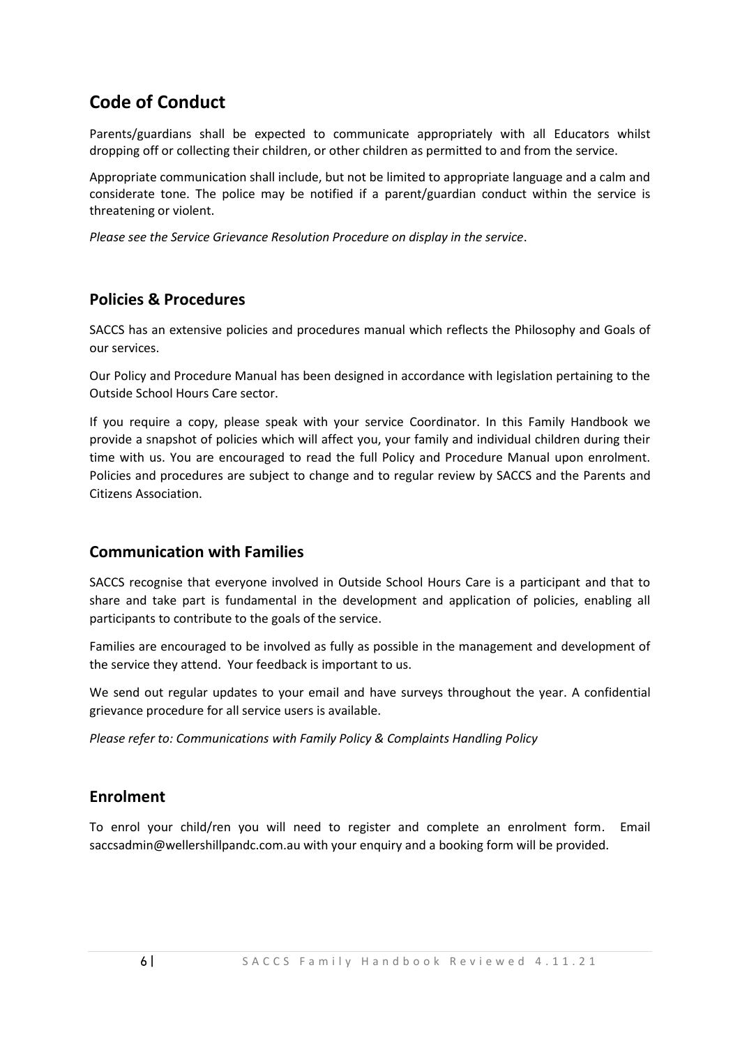## Code of Conduct

Parents/guardians shall be expected to communicate appropriately with all Educators whilst dropping off or collecting their children, or other children as permitted to and from the service.

Appropriate communication shall include, but not be limited to appropriate language and a calm and considerate tone. The police may be notified if a parent/guardian conduct within the service is threatening or violent.

*Please see the Service Grievance Resolution Procedure on display in the service*.

## Policies & Procedures

SACCS has an extensive policies and procedures manual which reflects the Philosophy and Goals of our services.

Our Policy and Procedure Manual has been designed in accordance with legislation pertaining to the Outside School Hours Care sector.

If you require a copy, please speak with your service Coordinator. In this Family Handbook we provide a snapshot of policies which will affect you, your family and individual children during their time with us. You are encouraged to read the full Policy and Procedure Manual upon enrolment. Policies and procedures are subject to change and to regular review by SACCS and the Parents and Citizens Association.

## Communication with Families

SACCS recognise that everyone involved in Outside School Hours Care is a participant and that to share and take part is fundamental in the development and application of policies, enabling all participants to contribute to the goals of the service.

Families are encouraged to be involved as fully as possible in the management and development of the service they attend. Your feedback is important to us.

We send out regular updates to your email and have surveys throughout the year. A confidential grievance procedure for all service users is available.

*Please refer to: Communications with Family Policy & Complaints Handling Policy*

## Enrolment

To enrol your child/ren you will need to register and complete an enrolment form. Email saccsadmin@wellershillpandc.com.au with your enquiry and a booking form will be provided.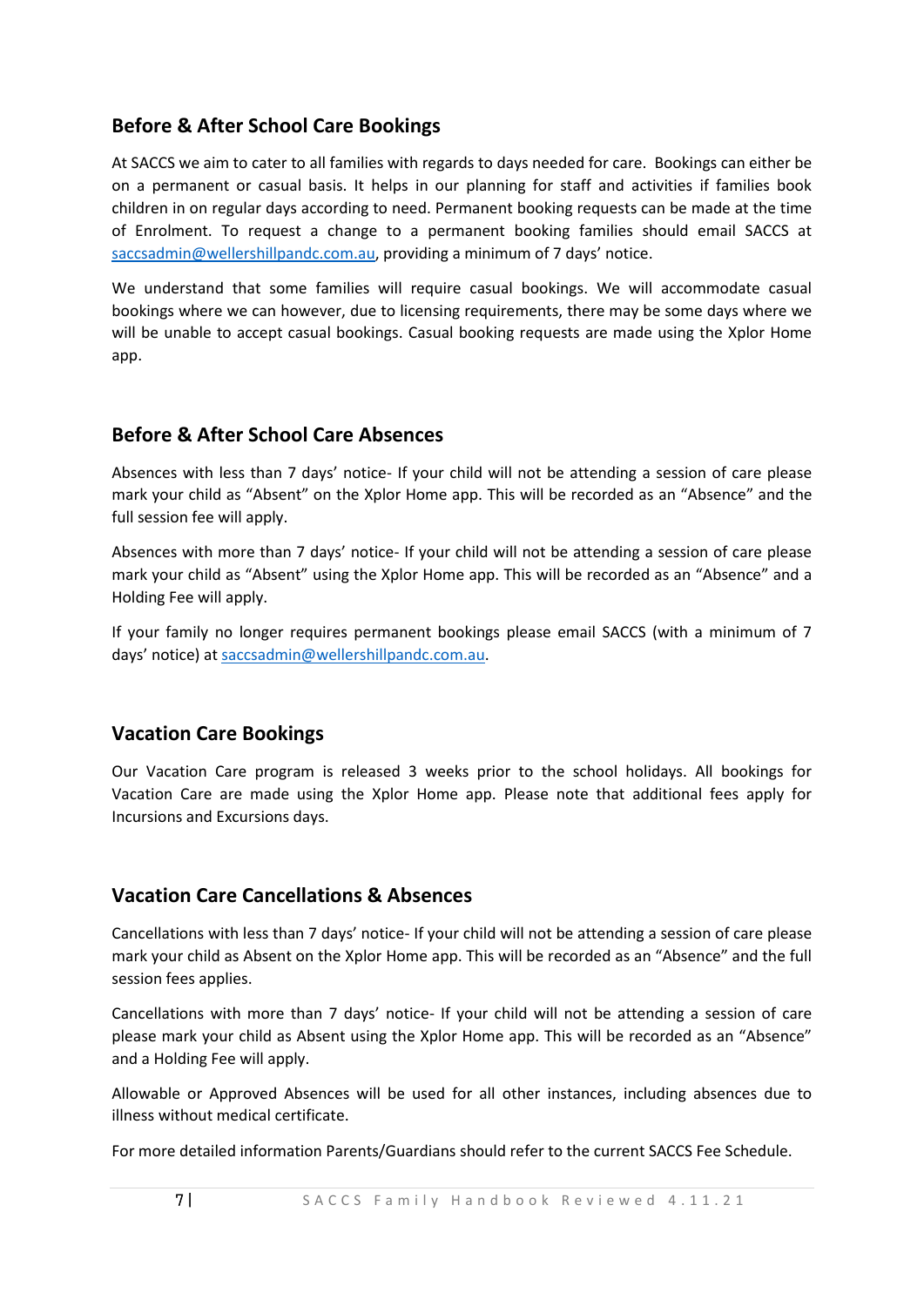## Before & After School Care Bookings

At SACCS we aim to cater to all families with regards to days needed for care. Bookings can either be on a permanent or casual basis. It helps in our planning for staff and activities if families book children in on regular days according to need. Permanent booking requests can be made at the time of Enrolment. To request a change to a permanent booking families should email SACCS at saccsadmin@wellershillpandc.com.au, providing a minimum of 7 days' notice.

We understand that some families will require casual bookings. We will accommodate casual bookings where we can however, due to licensing requirements, there may be some days where we will be unable to accept casual bookings. Casual booking requests are made using the Xplor Home app.

## Before & After School Care Absences

Absences with less than 7 days' notice- If your child will not be attending a session of care please mark your child as "Absent" on the Xplor Home app. This will be recorded as an "Absence" and the full session fee will apply.

Absences with more than 7 days' notice- If your child will not be attending a session of care please mark your child as "Absent" using the Xplor Home app. This will be recorded as an "Absence" and a Holding Fee will apply.

If your family no longer requires permanent bookings please email SACCS (with a minimum of 7 days' notice) at saccsadmin@wellershillpandc.com.au.

## Vacation Care Bookings

Our Vacation Care program is released 3 weeks prior to the school holidays. All bookings for Vacation Care are made using the Xplor Home app. Please note that additional fees apply for Incursions and Excursions days.

## Vacation Care Cancellations & Absences

Cancellations with less than 7 days' notice- If your child will not be attending a session of care please mark your child as Absent on the Xplor Home app. This will be recorded as an "Absence" and the full session fees applies.

Cancellations with more than 7 days' notice- If your child will not be attending a session of care please mark your child as Absent using the Xplor Home app. This will be recorded as an "Absence" and a Holding Fee will apply.

Allowable or Approved Absences will be used for all other instances, including absences due to illness without medical certificate.

For more detailed information Parents/Guardians should refer to the current SACCS Fee Schedule.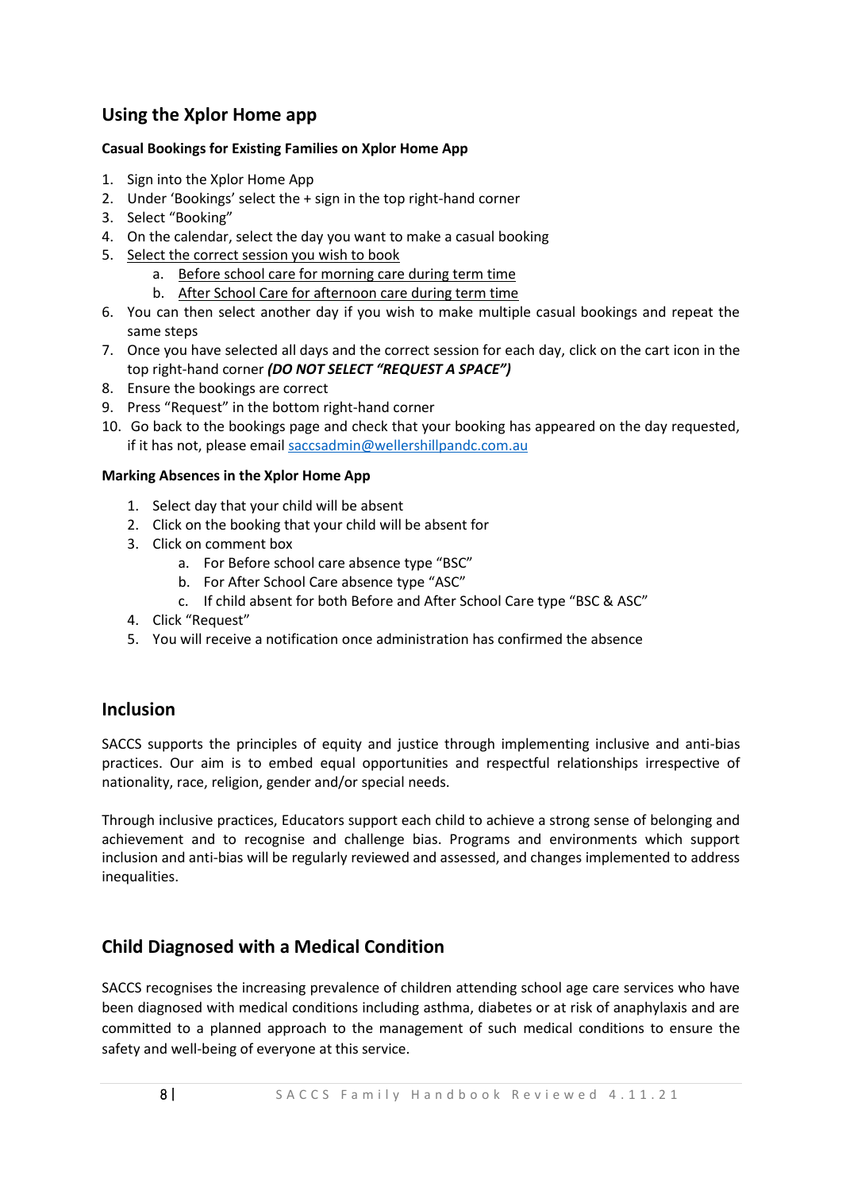## Using the Xplor Home app

**Casual Bookings for Existing Families on Xplor Home App**

1. Sign into the Xplor Home App
2. Under 'Bookings' select the + sign in the top right-hand corner
3. Select "Booking"
4. On the calendar, select the day you want to make a casual booking
5. <u>Select the correct session you wish to book</u>
    a. <u>Before school care for morning care during term time</u>
    b. <u>After School Care for afternoon care during term time</u>
6. You can then select another day if you wish to make multiple casual bookings and repeat the same steps
7. Once you have selected all days and the correct session for each day, click on the cart icon in the top right-hand corner ***(DO NOT SELECT "REQUEST A SPACE")***
8. Ensure the bookings are correct
9. Press "Request" in the bottom right-hand corner
10. Go back to the bookings page and check that your booking has appeared on the day requested, if it has not, please email saccsadmin@wellershillpandc.com.au

**Marking Absences in the Xplor Home App**

1. Select day that your child will be absent
2. Click on the booking that your child will be absent for
3. Click on comment box
    a. For Before school care absence type "BSC"
    b. For After School Care absence type "ASC"
    c. If child absent for both Before and After School Care type "BSC & ASC"
4. Click "Request"
5. You will receive a notification once administration has confirmed the absence

## Inclusion

SACCS supports the principles of equity and justice through implementing inclusive and anti-bias practices. Our aim is to embed equal opportunities and respectful relationships irrespective of nationality, race, religion, gender and/or special needs.

Through inclusive practices, Educators support each child to achieve a strong sense of belonging and achievement and to recognise and challenge bias. Programs and environments which support inclusion and anti-bias will be regularly reviewed and assessed, and changes implemented to address inequalities.

## Child Diagnosed with a Medical Condition

SACCS recognises the increasing prevalence of children attending school age care services who have been diagnosed with medical conditions including asthma, diabetes or at risk of anaphylaxis and are committed to a planned approach to the management of such medical conditions to ensure the safety and well-being of everyone at this service.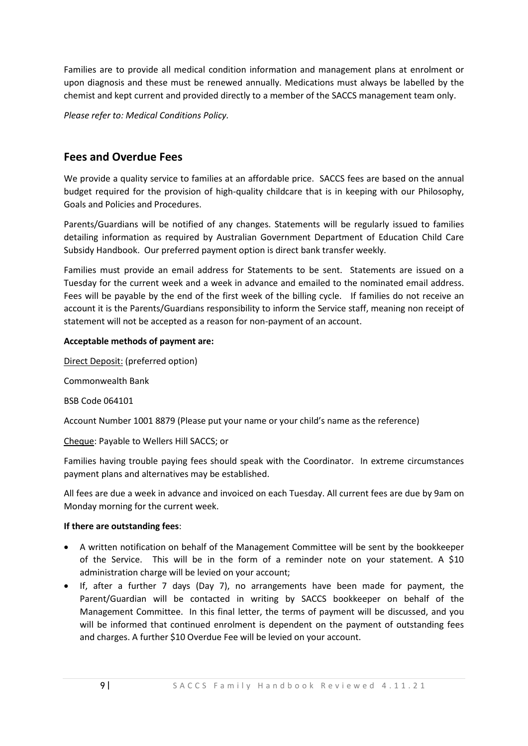Families are to provide all medical condition information and management plans at enrolment or upon diagnosis and these must be renewed annually. Medications must always be labelled by the chemist and kept current and provided directly to a member of the SACCS management team only.

*Please refer to: Medical Conditions Policy.*

## Fees and Overdue Fees

We provide a quality service to families at an affordable price. SACCS fees are based on the annual budget required for the provision of high-quality childcare that is in keeping with our Philosophy, Goals and Policies and Procedures.

Parents/Guardians will be notified of any changes. Statements will be regularly issued to families detailing information as required by Australian Government Department of Education Child Care Subsidy Handbook. Our preferred payment option is direct bank transfer weekly.

Families must provide an email address for Statements to be sent. Statements are issued on a Tuesday for the current week and a week in advance and emailed to the nominated email address. Fees will be payable by the end of the first week of the billing cycle. If families do not receive an account it is the Parents/Guardians responsibility to inform the Service staff, meaning non receipt of statement will not be accepted as a reason for non-payment of an account.

**Acceptable methods of payment are:**

<u>Direct Deposit:</u> (preferred option)

Commonwealth Bank

BSB Code 064101

Account Number 1001 8879 (Please put your name or your child's name as the reference)

<u>Cheque</u>: Payable to Wellers Hill SACCS; or

Families having trouble paying fees should speak with the Coordinator. In extreme circumstances payment plans and alternatives may be established.

All fees are due a week in advance and invoiced on each Tuesday. All current fees are due by 9am on Monday morning for the current week.

**If there are outstanding fees**:

- A written notification on behalf of the Management Committee will be sent by the bookkeeper of the Service. This will be in the form of a reminder note on your statement. A $10 administration charge will be levied on your account;
- If, after a further 7 days (Day 7), no arrangements have been made for payment, the Parent/Guardian will be contacted in writing by SACCS bookkeeper on behalf of the Management Committee. In this final letter, the terms of payment will be discussed, and you will be informed that continued enrolment is dependent on the payment of outstanding fees and charges. A further $10 Overdue Fee will be levied on your account.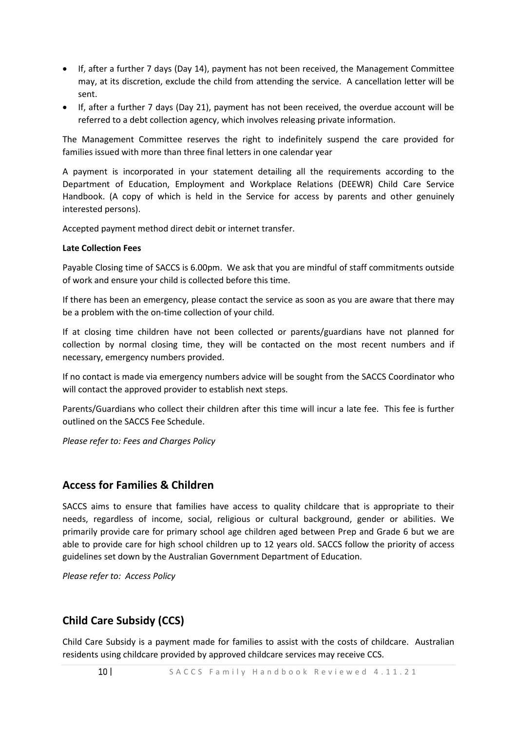- If, after a further 7 days (Day 14), payment has not been received, the Management Committee may, at its discretion, exclude the child from attending the service. A cancellation letter will be sent.
- If, after a further 7 days (Day 21), payment has not been received, the overdue account will be referred to a debt collection agency, which involves releasing private information.

The Management Committee reserves the right to indefinitely suspend the care provided for families issued with more than three final letters in one calendar year

A payment is incorporated in your statement detailing all the requirements according to the Department of Education, Employment and Workplace Relations (DEEWR) Child Care Service Handbook. (A copy of which is held in the Service for access by parents and other genuinely interested persons).

Accepted payment method direct debit or internet transfer.

**Late Collection Fees**

Payable Closing time of SACCS is 6.00pm. We ask that you are mindful of staff commitments outside of work and ensure your child is collected before this time.

If there has been an emergency, please contact the service as soon as you are aware that there may be a problem with the on-time collection of your child.

If at closing time children have not been collected or parents/guardians have not planned for collection by normal closing time, they will be contacted on the most recent numbers and if necessary, emergency numbers provided.

If no contact is made via emergency numbers advice will be sought from the SACCS Coordinator who will contact the approved provider to establish next steps.

Parents/Guardians who collect their children after this time will incur a late fee. This fee is further outlined on the SACCS Fee Schedule.

*Please refer to: Fees and Charges Policy*

## Access for Families & Children

SACCS aims to ensure that families have access to quality childcare that is appropriate to their needs, regardless of income, social, religious or cultural background, gender or abilities. We primarily provide care for primary school age children aged between Prep and Grade 6 but we are able to provide care for high school children up to 12 years old. SACCS follow the priority of access guidelines set down by the Australian Government Department of Education.

*Please refer to: Access Policy*

## Child Care Subsidy (CCS)

Child Care Subsidy is a payment made for families to assist with the costs of childcare. Australian residents using childcare provided by approved childcare services may receive CCS.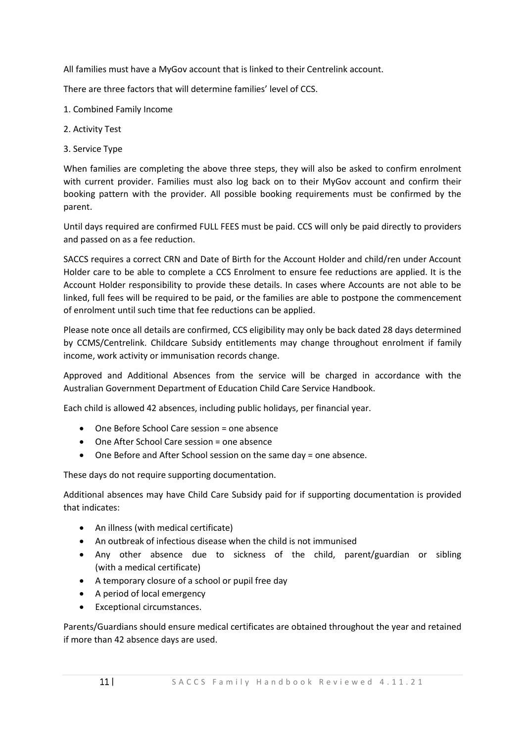All families must have a MyGov account that is linked to their Centrelink account.

There are three factors that will determine families' level of CCS.

1. Combined Family Income
2. Activity Test
3. Service Type

When families are completing the above three steps, they will also be asked to confirm enrolment with current provider. Families must also log back on to their MyGov account and confirm their booking pattern with the provider. All possible booking requirements must be confirmed by the parent.

Until days required are confirmed FULL FEES must be paid. CCS will only be paid directly to providers and passed on as a fee reduction.

SACCS requires a correct CRN and Date of Birth for the Account Holder and child/ren under Account Holder care to be able to complete a CCS Enrolment to ensure fee reductions are applied. It is the Account Holder responsibility to provide these details. In cases where Accounts are not able to be linked, full fees will be required to be paid, or the families are able to postpone the commencement of enrolment until such time that fee reductions can be applied.

Please note once all details are confirmed, CCS eligibility may only be back dated 28 days determined by CCMS/Centrelink. Childcare Subsidy entitlements may change throughout enrolment if family income, work activity or immunisation records change.

Approved and Additional Absences from the service will be charged in accordance with the Australian Government Department of Education Child Care Service Handbook.

Each child is allowed 42 absences, including public holidays, per financial year.

- One Before School Care session = one absence
- One After School Care session = one absence
- One Before and After School session on the same day = one absence.

These days do not require supporting documentation.

Additional absences may have Child Care Subsidy paid for if supporting documentation is provided that indicates:

- An illness (with medical certificate)
- An outbreak of infectious disease when the child is not immunised
- Any other absence due to sickness of the child, parent/guardian or sibling (with a medical certificate)
- A temporary closure of a school or pupil free day
- A period of local emergency
- Exceptional circumstances.

Parents/Guardians should ensure medical certificates are obtained throughout the year and retained if more than 42 absence days are used.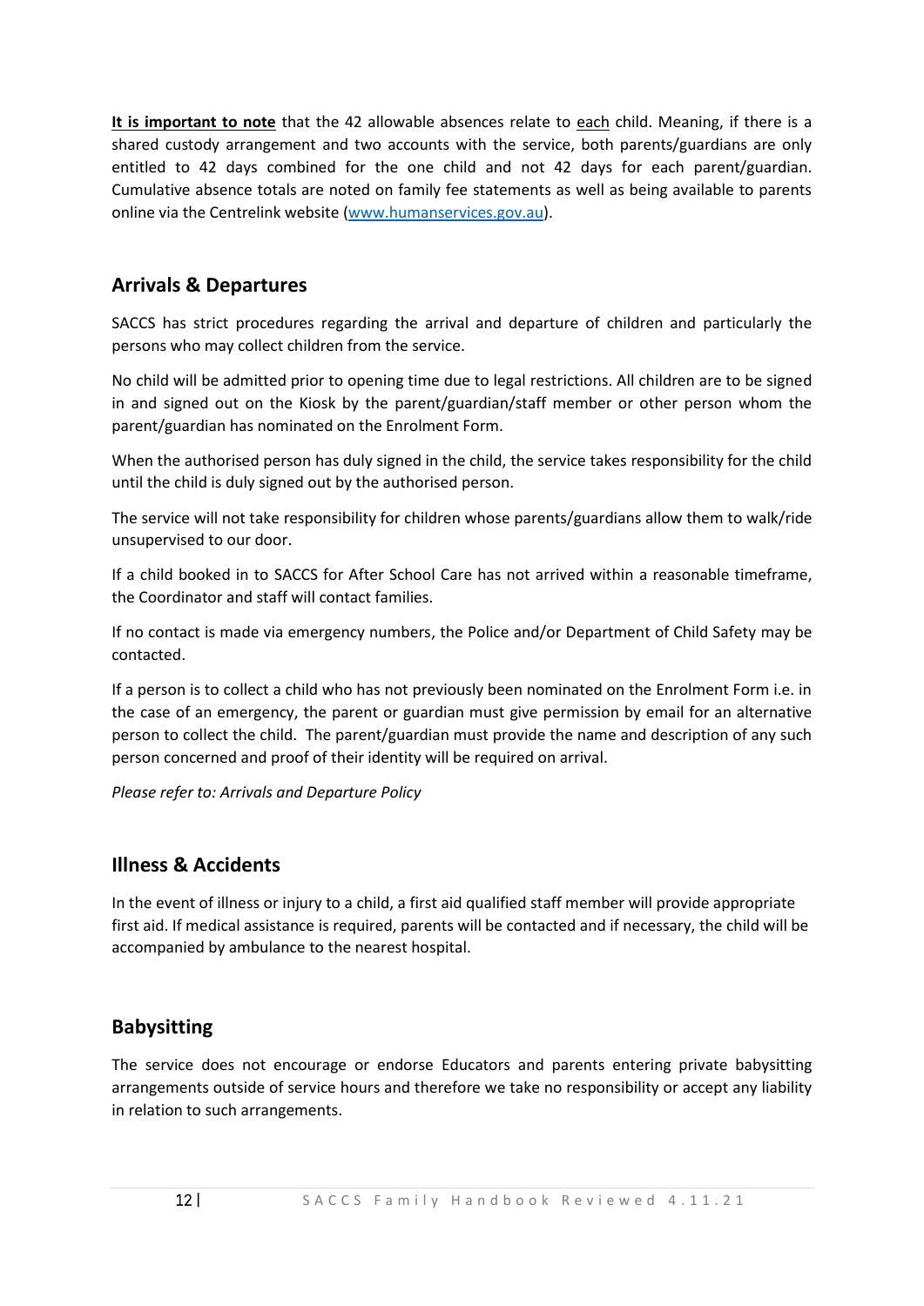**It is important to note** that the 42 allowable absences relate to each child. Meaning, if there is a shared custody arrangement and two accounts with the service, both parents/guardians are only entitled to 42 days combined for the one child and not 42 days for each parent/guardian. Cumulative absence totals are noted on family fee statements as well as being available to parents online via the Centrelink website ([www.humanservices.gov.au](http://www.humanservices.gov.au)).

## Arrivals & Departures

SACCS has strict procedures regarding the arrival and departure of children and particularly the persons who may collect children from the service.

No child will be admitted prior to opening time due to legal restrictions. All children are to be signed in and signed out on the Kiosk by the parent/guardian/staff member or other person whom the parent/guardian has nominated on the Enrolment Form.

When the authorised person has duly signed in the child, the service takes responsibility for the child until the child is duly signed out by the authorised person.

The service will not take responsibility for children whose parents/guardians allow them to walk/ride unsupervised to our door.

If a child booked in to SACCS for After School Care has not arrived within a reasonable timeframe, the Coordinator and staff will contact families.

If no contact is made via emergency numbers, the Police and/or Department of Child Safety may be contacted.

If a person is to collect a child who has not previously been nominated on the Enrolment Form i.e. in the case of an emergency, the parent or guardian must give permission by email for an alternative person to collect the child. The parent/guardian must provide the name and description of any such person concerned and proof of their identity will be required on arrival.

*Please refer to: Arrivals and Departure Policy*

## Illness & Accidents

In the event of illness or injury to a child, a first aid qualified staff member will provide appropriate first aid. If medical assistance is required, parents will be contacted and if necessary, the child will be accompanied by ambulance to the nearest hospital.

## Babysitting

The service does not encourage or endorse Educators and parents entering private babysitting arrangements outside of service hours and therefore we take no responsibility or accept any liability in relation to such arrangements.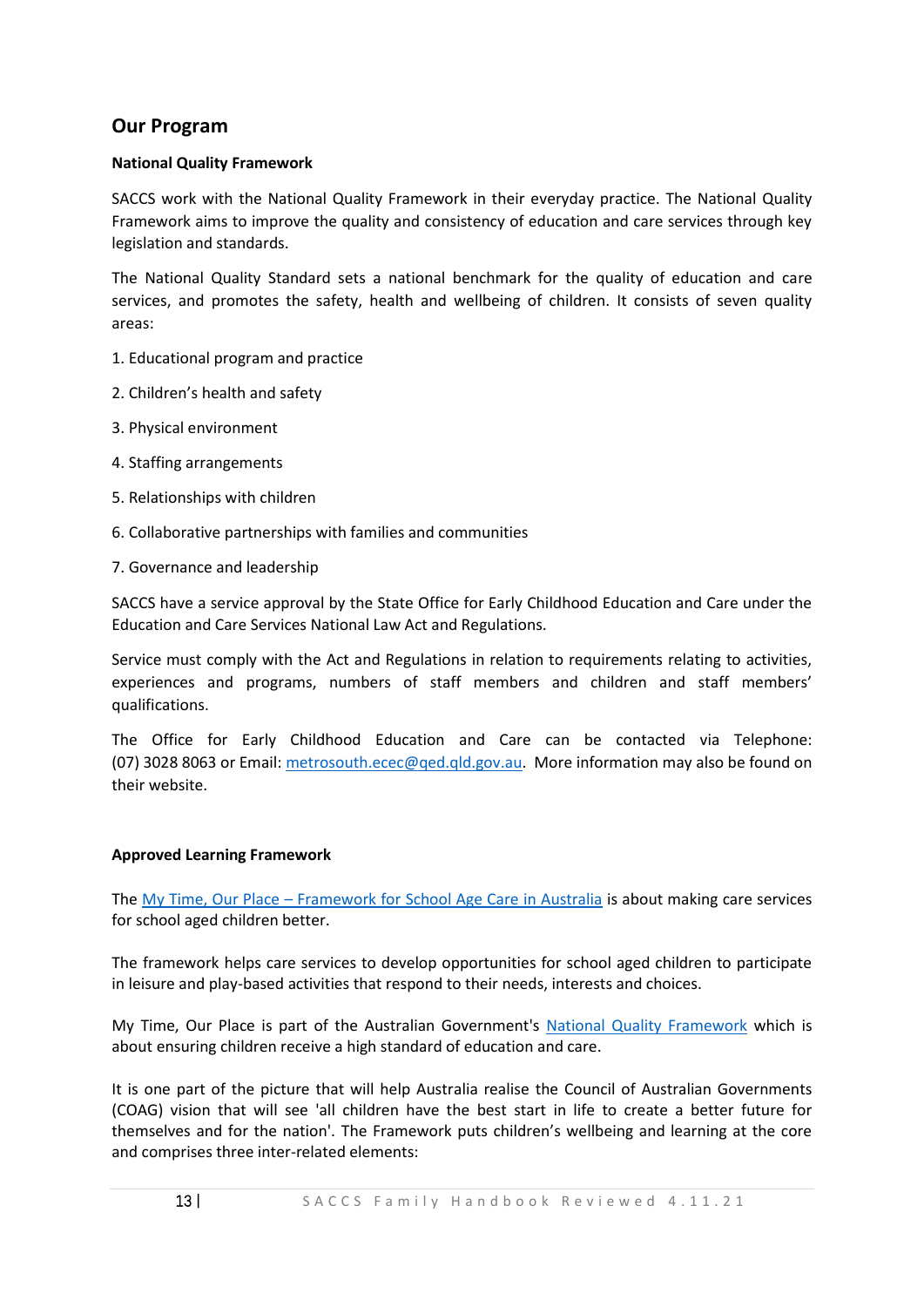## Our Program

**National Quality Framework**

SACCS work with the National Quality Framework in their everyday practice. The National Quality Framework aims to improve the quality and consistency of education and care services through key legislation and standards.

The National Quality Standard sets a national benchmark for the quality of education and care services, and promotes the safety, health and wellbeing of children. It consists of seven quality areas:

1. Educational program and practice
2. Children's health and safety
3. Physical environment
4. Staffing arrangements
5. Relationships with children
6. Collaborative partnerships with families and communities
7. Governance and leadership

SACCS have a service approval by the State Office for Early Childhood Education and Care under the Education and Care Services National Law Act and Regulations.

Service must comply with the Act and Regulations in relation to requirements relating to activities, experiences and programs, numbers of staff members and children and staff members' qualifications.

The Office for Early Childhood Education and Care can be contacted via Telephone: (07) 3028 8063 or Email: metrosouth.ecec@qed.qld.gov.au. More information may also be found on their website.

**Approved Learning Framework**

The My Time, Our Place – Framework for School Age Care in Australia is about making care services for school aged children better.

The framework helps care services to develop opportunities for school aged children to participate in leisure and play-based activities that respond to their needs, interests and choices.

My Time, Our Place is part of the Australian Government's National Quality Framework which is about ensuring children receive a high standard of education and care.

It is one part of the picture that will help Australia realise the Council of Australian Governments (COAG) vision that will see 'all children have the best start in life to create a better future for themselves and for the nation'. The Framework puts children's wellbeing and learning at the core and comprises three inter-related elements: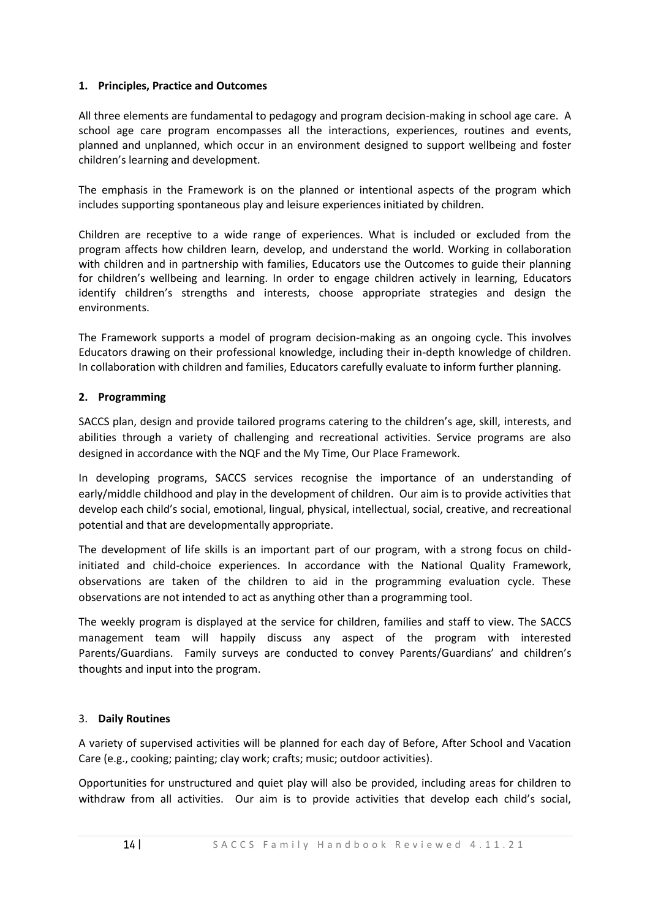## 1. Principles, Practice and Outcomes

All three elements are fundamental to pedagogy and program decision-making in school age care. A school age care program encompasses all the interactions, experiences, routines and events, planned and unplanned, which occur in an environment designed to support wellbeing and foster children's learning and development.

The emphasis in the Framework is on the planned or intentional aspects of the program which includes supporting spontaneous play and leisure experiences initiated by children.

Children are receptive to a wide range of experiences. What is included or excluded from the program affects how children learn, develop, and understand the world. Working in collaboration with children and in partnership with families, Educators use the Outcomes to guide their planning for children's wellbeing and learning. In order to engage children actively in learning, Educators identify children's strengths and interests, choose appropriate strategies and design the environments.

The Framework supports a model of program decision-making as an ongoing cycle. This involves Educators drawing on their professional knowledge, including their in-depth knowledge of children. In collaboration with children and families, Educators carefully evaluate to inform further planning.

## 2. Programming

SACCS plan, design and provide tailored programs catering to the children's age, skill, interests, and abilities through a variety of challenging and recreational activities. Service programs are also designed in accordance with the NQF and the My Time, Our Place Framework.

In developing programs, SACCS services recognise the importance of an understanding of early/middle childhood and play in the development of children. Our aim is to provide activities that develop each child's social, emotional, lingual, physical, intellectual, social, creative, and recreational potential and that are developmentally appropriate.

The development of life skills is an important part of our program, with a strong focus on child-initiated and child-choice experiences. In accordance with the National Quality Framework, observations are taken of the children to aid in the programming evaluation cycle. These observations are not intended to act as anything other than a programming tool.

The weekly program is displayed at the service for children, families and staff to view. The SACCS management team will happily discuss any aspect of the program with interested Parents/Guardians. Family surveys are conducted to convey Parents/Guardians' and children's thoughts and input into the program.

## 3. Daily Routines

A variety of supervised activities will be planned for each day of Before, After School and Vacation Care (e.g., cooking; painting; clay work; crafts; music; outdoor activities).

Opportunities for unstructured and quiet play will also be provided, including areas for children to withdraw from all activities. Our aim is to provide activities that develop each child's social,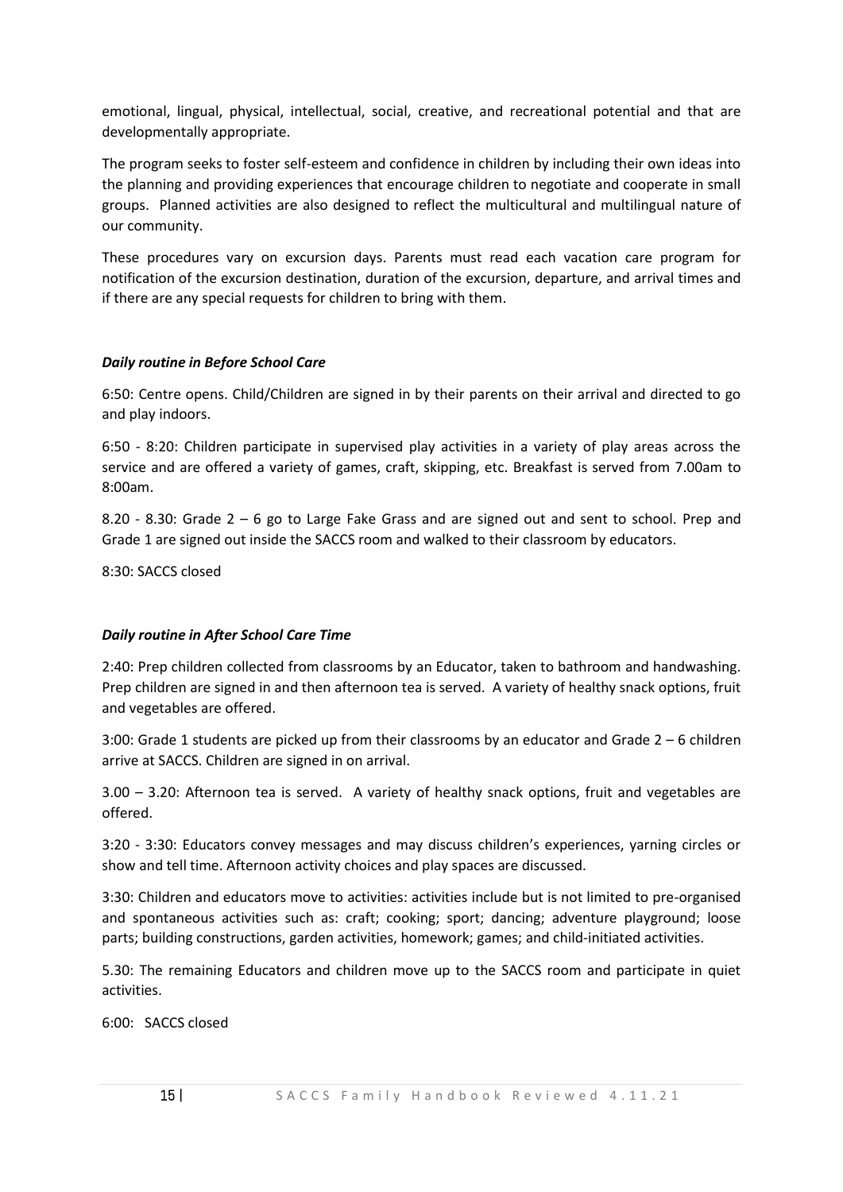emotional, lingual, physical, intellectual, social, creative, and recreational potential and that are developmentally appropriate.

The program seeks to foster self-esteem and confidence in children by including their own ideas into the planning and providing experiences that encourage children to negotiate and cooperate in small groups. Planned activities are also designed to reflect the multicultural and multilingual nature of our community.

These procedures vary on excursion days. Parents must read each vacation care program for notification of the excursion destination, duration of the excursion, departure, and arrival times and if there are any special requests for children to bring with them.

***Daily routine in Before School Care***

6:50: Centre opens. Child/Children are signed in by their parents on their arrival and directed to go and play indoors.

6:50 - 8:20: Children participate in supervised play activities in a variety of play areas across the service and are offered a variety of games, craft, skipping, etc. Breakfast is served from 7.00am to 8:00am.

8.20 - 8.30: Grade 2 – 6 go to Large Fake Grass and are signed out and sent to school. Prep and Grade 1 are signed out inside the SACCS room and walked to their classroom by educators.

8:30: SACCS closed

***Daily routine in After School Care Time***

2:40: Prep children collected from classrooms by an Educator, taken to bathroom and handwashing. Prep children are signed in and then afternoon tea is served. A variety of healthy snack options, fruit and vegetables are offered.

3:00: Grade 1 students are picked up from their classrooms by an educator and Grade 2 – 6 children arrive at SACCS. Children are signed in on arrival.

3.00 – 3.20: Afternoon tea is served. A variety of healthy snack options, fruit and vegetables are offered.

3:20 - 3:30: Educators convey messages and may discuss children's experiences, yarning circles or show and tell time. Afternoon activity choices and play spaces are discussed.

3:30: Children and educators move to activities: activities include but is not limited to pre-organised and spontaneous activities such as: craft; cooking; sport; dancing; adventure playground; loose parts; building constructions, garden activities, homework; games; and child-initiated activities.

5.30: The remaining Educators and children move up to the SACCS room and participate in quiet activities.

6:00: SACCS closed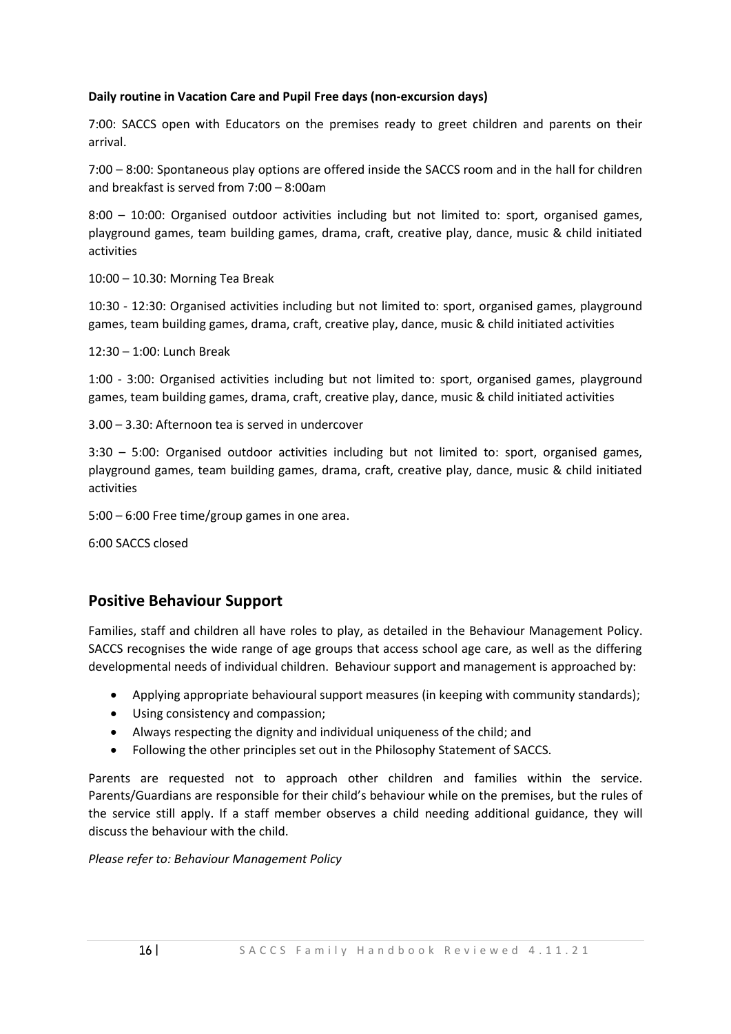**Daily routine in Vacation Care and Pupil Free days (non-excursion days)**

7:00: SACCS open with Educators on the premises ready to greet children and parents on their arrival.

7:00 – 8:00: Spontaneous play options are offered inside the SACCS room and in the hall for children and breakfast is served from 7:00 – 8:00am

8:00 – 10:00: Organised outdoor activities including but not limited to: sport, organised games, playground games, team building games, drama, craft, creative play, dance, music & child initiated activities

10:00 – 10.30: Morning Tea Break

10:30 - 12:30: Organised activities including but not limited to: sport, organised games, playground games, team building games, drama, craft, creative play, dance, music & child initiated activities

12:30 – 1:00: Lunch Break

1:00 - 3:00: Organised activities including but not limited to: sport, organised games, playground games, team building games, drama, craft, creative play, dance, music & child initiated activities

3.00 – 3.30: Afternoon tea is served in undercover

3:30 – 5:00: Organised outdoor activities including but not limited to: sport, organised games, playground games, team building games, drama, craft, creative play, dance, music & child initiated activities

5:00 – 6:00 Free time/group games in one area.

6:00 SACCS closed

## Positive Behaviour Support

Families, staff and children all have roles to play, as detailed in the Behaviour Management Policy. SACCS recognises the wide range of age groups that access school age care, as well as the differing developmental needs of individual children. Behaviour support and management is approached by:

- Applying appropriate behavioural support measures (in keeping with community standards);
- Using consistency and compassion;
- Always respecting the dignity and individual uniqueness of the child; and
- Following the other principles set out in the Philosophy Statement of SACCS.

Parents are requested not to approach other children and families within the service. Parents/Guardians are responsible for their child's behaviour while on the premises, but the rules of the service still apply. If a staff member observes a child needing additional guidance, they will discuss the behaviour with the child.

*Please refer to: Behaviour Management Policy*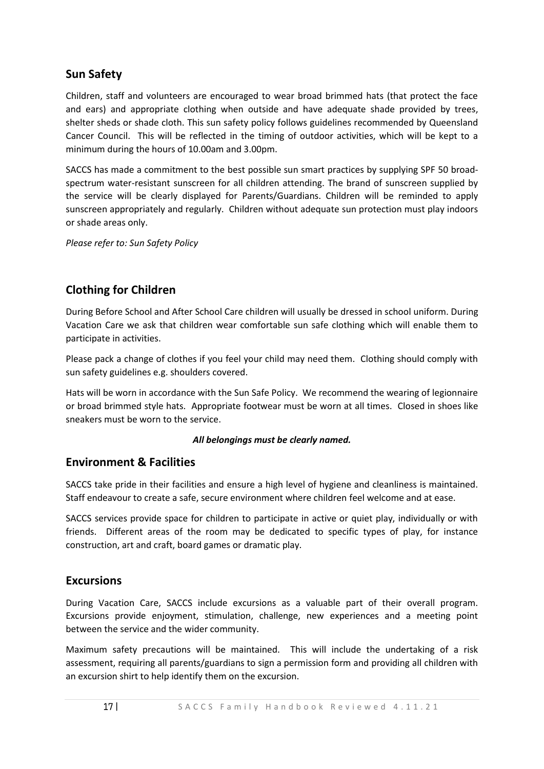## Sun Safety

Children, staff and volunteers are encouraged to wear broad brimmed hats (that protect the face and ears) and appropriate clothing when outside and have adequate shade provided by trees, shelter sheds or shade cloth. This sun safety policy follows guidelines recommended by Queensland Cancer Council. This will be reflected in the timing of outdoor activities, which will be kept to a minimum during the hours of 10.00am and 3.00pm.

SACCS has made a commitment to the best possible sun smart practices by supplying SPF 50 broad-spectrum water-resistant sunscreen for all children attending. The brand of sunscreen supplied by the service will be clearly displayed for Parents/Guardians. Children will be reminded to apply sunscreen appropriately and regularly. Children without adequate sun protection must play indoors or shade areas only.

*Please refer to: Sun Safety Policy*

## Clothing for Children

During Before School and After School Care children will usually be dressed in school uniform. During Vacation Care we ask that children wear comfortable sun safe clothing which will enable them to participate in activities.

Please pack a change of clothes if you feel your child may need them. Clothing should comply with sun safety guidelines e.g. shoulders covered.

Hats will be worn in accordance with the Sun Safe Policy. We recommend the wearing of legionnaire or broad brimmed style hats. Appropriate footwear must be worn at all times. Closed in shoes like sneakers must be worn to the service.

***All belongings must be clearly named.***

## Environment & Facilities

SACCS take pride in their facilities and ensure a high level of hygiene and cleanliness is maintained. Staff endeavour to create a safe, secure environment where children feel welcome and at ease.

SACCS services provide space for children to participate in active or quiet play, individually or with friends. Different areas of the room may be dedicated to specific types of play, for instance construction, art and craft, board games or dramatic play.

## Excursions

During Vacation Care, SACCS include excursions as a valuable part of their overall program. Excursions provide enjoyment, stimulation, challenge, new experiences and a meeting point between the service and the wider community.

Maximum safety precautions will be maintained. This will include the undertaking of a risk assessment, requiring all parents/guardians to sign a permission form and providing all children with an excursion shirt to help identify them on the excursion.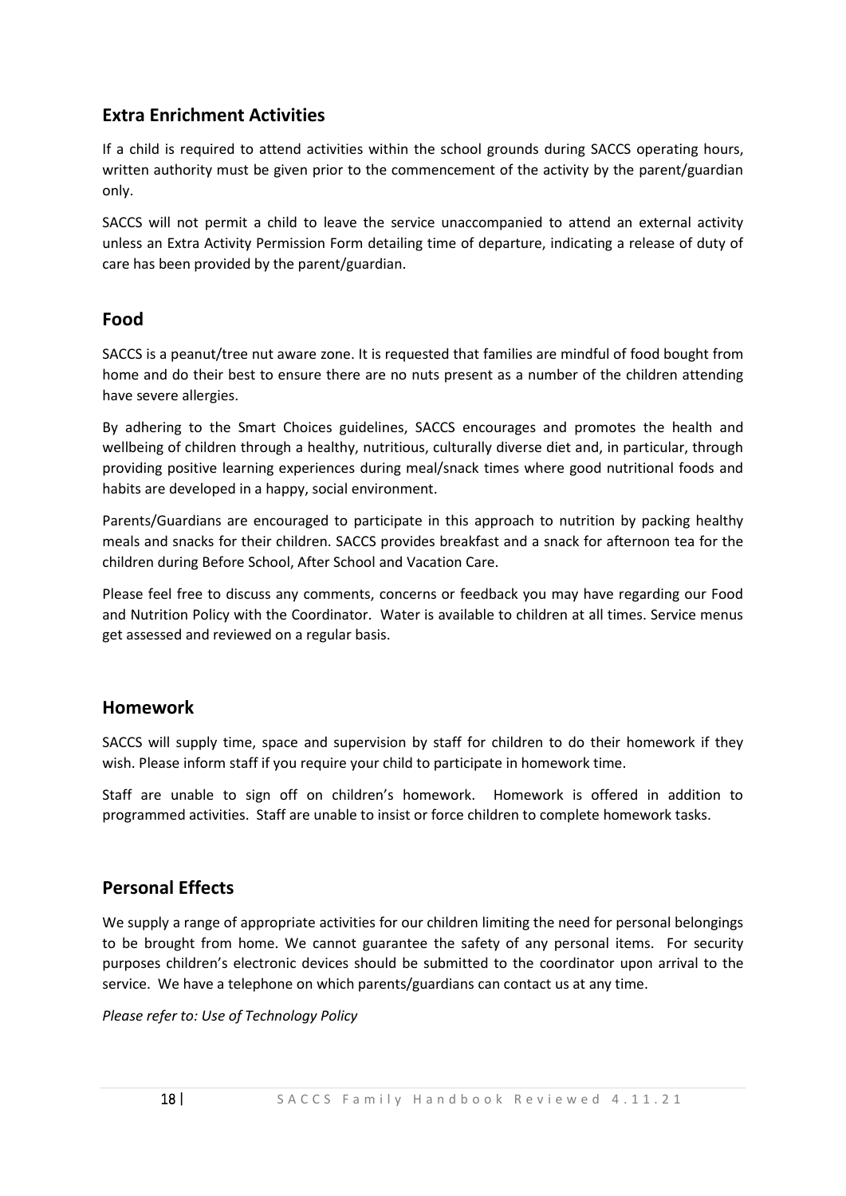## Extra Enrichment Activities

If a child is required to attend activities within the school grounds during SACCS operating hours, written authority must be given prior to the commencement of the activity by the parent/guardian only.

SACCS will not permit a child to leave the service unaccompanied to attend an external activity unless an Extra Activity Permission Form detailing time of departure, indicating a release of duty of care has been provided by the parent/guardian.

## Food

SACCS is a peanut/tree nut aware zone. It is requested that families are mindful of food bought from home and do their best to ensure there are no nuts present as a number of the children attending have severe allergies.

By adhering to the Smart Choices guidelines, SACCS encourages and promotes the health and wellbeing of children through a healthy, nutritious, culturally diverse diet and, in particular, through providing positive learning experiences during meal/snack times where good nutritional foods and habits are developed in a happy, social environment.

Parents/Guardians are encouraged to participate in this approach to nutrition by packing healthy meals and snacks for their children. SACCS provides breakfast and a snack for afternoon tea for the children during Before School, After School and Vacation Care.

Please feel free to discuss any comments, concerns or feedback you may have regarding our Food and Nutrition Policy with the Coordinator. Water is available to children at all times. Service menus get assessed and reviewed on a regular basis.

## Homework

SACCS will supply time, space and supervision by staff for children to do their homework if they wish. Please inform staff if you require your child to participate in homework time.

Staff are unable to sign off on children's homework. Homework is offered in addition to programmed activities. Staff are unable to insist or force children to complete homework tasks.

## Personal Effects

We supply a range of appropriate activities for our children limiting the need for personal belongings to be brought from home. We cannot guarantee the safety of any personal items. For security purposes children's electronic devices should be submitted to the coordinator upon arrival to the service. We have a telephone on which parents/guardians can contact us at any time.

*Please refer to: Use of Technology Policy*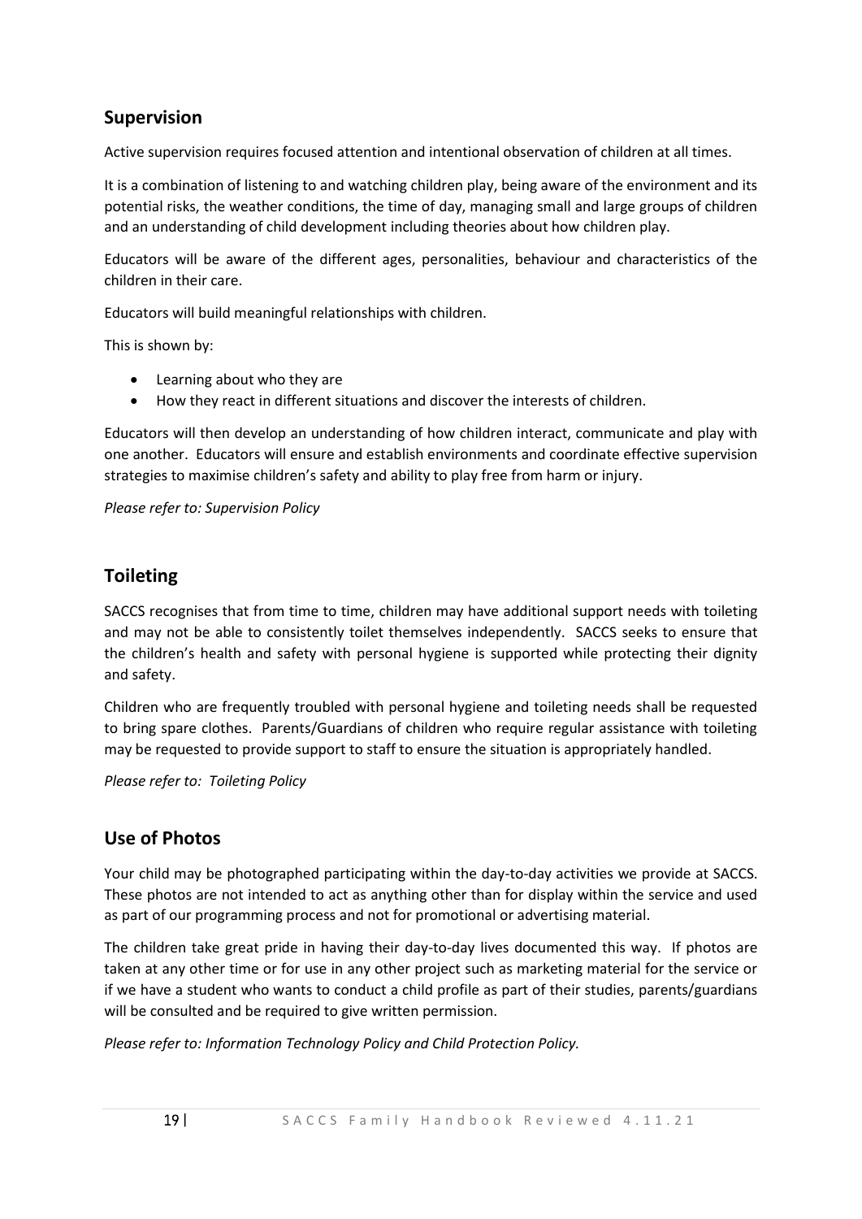## Supervision

Active supervision requires focused attention and intentional observation of children at all times.

It is a combination of listening to and watching children play, being aware of the environment and its potential risks, the weather conditions, the time of day, managing small and large groups of children and an understanding of child development including theories about how children play.

Educators will be aware of the different ages, personalities, behaviour and characteristics of the children in their care.

Educators will build meaningful relationships with children.

This is shown by:

- Learning about who they are
- How they react in different situations and discover the interests of children.

Educators will then develop an understanding of how children interact, communicate and play with one another. Educators will ensure and establish environments and coordinate effective supervision strategies to maximise children's safety and ability to play free from harm or injury.

*Please refer to: Supervision Policy*

## Toileting

SACCS recognises that from time to time, children may have additional support needs with toileting and may not be able to consistently toilet themselves independently. SACCS seeks to ensure that the children's health and safety with personal hygiene is supported while protecting their dignity and safety.

Children who are frequently troubled with personal hygiene and toileting needs shall be requested to bring spare clothes. Parents/Guardians of children who require regular assistance with toileting may be requested to provide support to staff to ensure the situation is appropriately handled.

*Please refer to: Toileting Policy*

## Use of Photos

Your child may be photographed participating within the day-to-day activities we provide at SACCS. These photos are not intended to act as anything other than for display within the service and used as part of our programming process and not for promotional or advertising material.

The children take great pride in having their day-to-day lives documented this way. If photos are taken at any other time or for use in any other project such as marketing material for the service or if we have a student who wants to conduct a child profile as part of their studies, parents/guardians will be consulted and be required to give written permission.

*Please refer to: Information Technology Policy and Child Protection Policy.*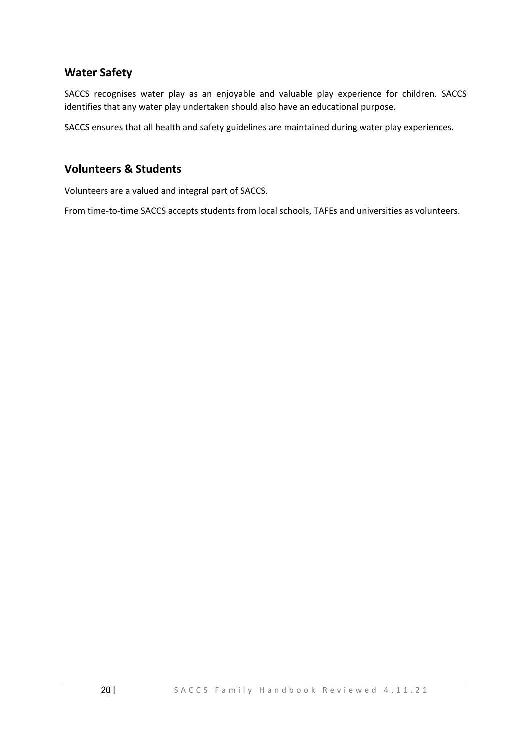## Water Safety

SACCS recognises water play as an enjoyable and valuable play experience for children. SACCS identifies that any water play undertaken should also have an educational purpose.

SACCS ensures that all health and safety guidelines are maintained during water play experiences.

## Volunteers & Students

Volunteers are a valued and integral part of SACCS.

From time-to-time SACCS accepts students from local schools, TAFEs and universities as volunteers.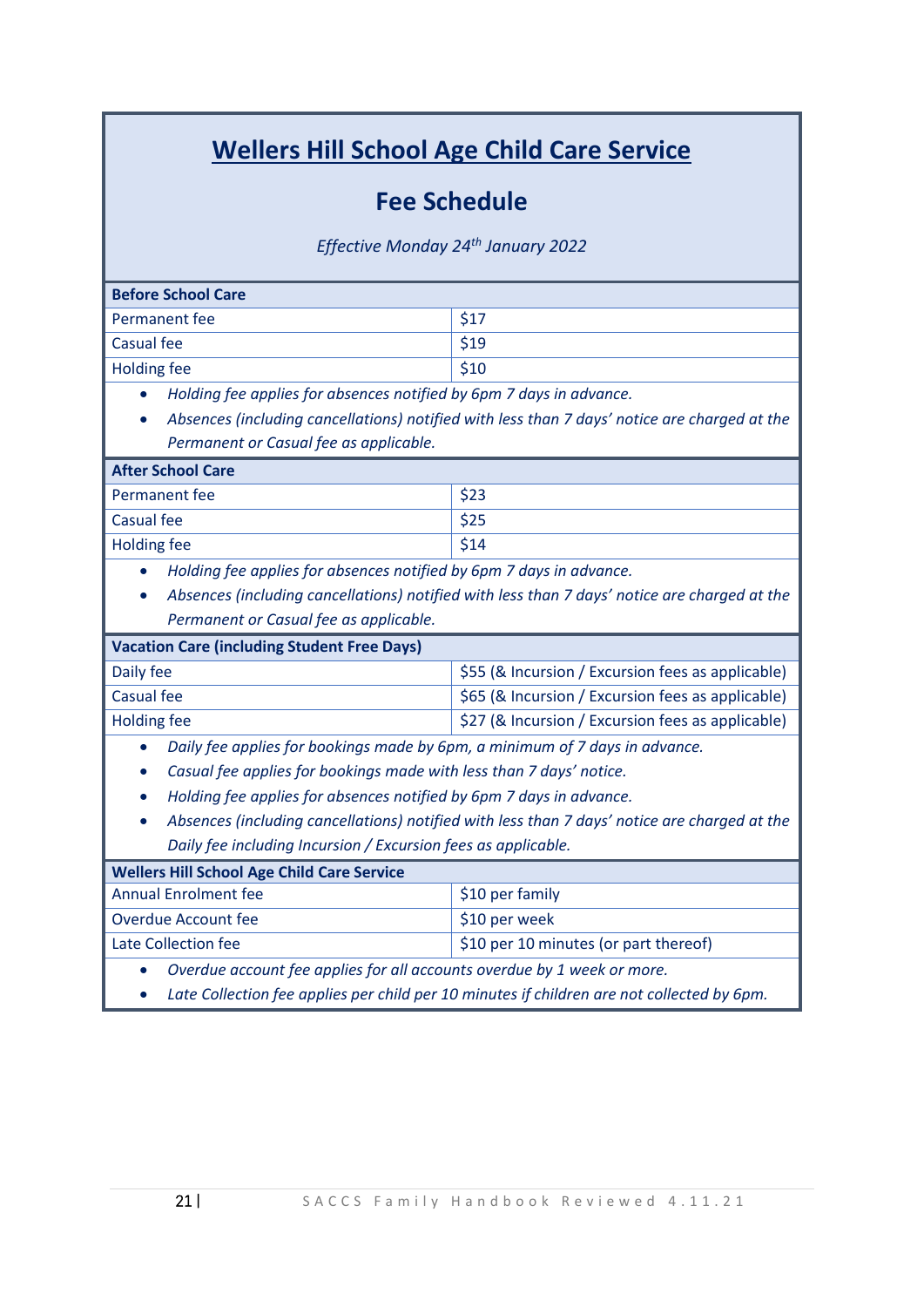# Wellers Hill School Age Child Care Service

## Fee Schedule

*Effective Monday 24th January 2022*

| Before School Care | |
|---|---|
| Permanent fee | $17 |
| Casual fee | $19 |
| Holding fee | $10 |

- *Holding fee applies for absences notified by 6pm 7 days in advance.*
- *Absences (including cancellations) notified with less than 7 days' notice are charged at the Permanent or Casual fee as applicable.*

| After School Care | |
|---|---|
| Permanent fee | $23 |
| Casual fee | $25 |
| Holding fee | $14 |

- *Holding fee applies for absences notified by 6pm 7 days in advance.*
- *Absences (including cancellations) notified with less than 7 days' notice are charged at the Permanent or Casual fee as applicable.*

| Vacation Care (including Student Free Days) | |
|---|---|
| Daily fee | $55 (& Incursion / Excursion fees as applicable) |
| Casual fee | $65 (& Incursion / Excursion fees as applicable) |
| Holding fee | $27 (& Incursion / Excursion fees as applicable) |

- *Daily fee applies for bookings made by 6pm, a minimum of 7 days in advance.*
- *Casual fee applies for bookings made with less than 7 days' notice.*
- *Holding fee applies for absences notified by 6pm 7 days in advance.*
- *Absences (including cancellations) notified with less than 7 days' notice are charged at the Daily fee including Incursion / Excursion fees as applicable.*

| Wellers Hill School Age Child Care Service | |
|---|---|
| Annual Enrolment fee | $10 per family |
| Overdue Account fee | $10 per week |
| Late Collection fee | $10 per 10 minutes (or part thereof) |

- *Overdue account fee applies for all accounts overdue by 1 week or more.*
- *Late Collection fee applies per child per 10 minutes if children are not collected by 6pm.*